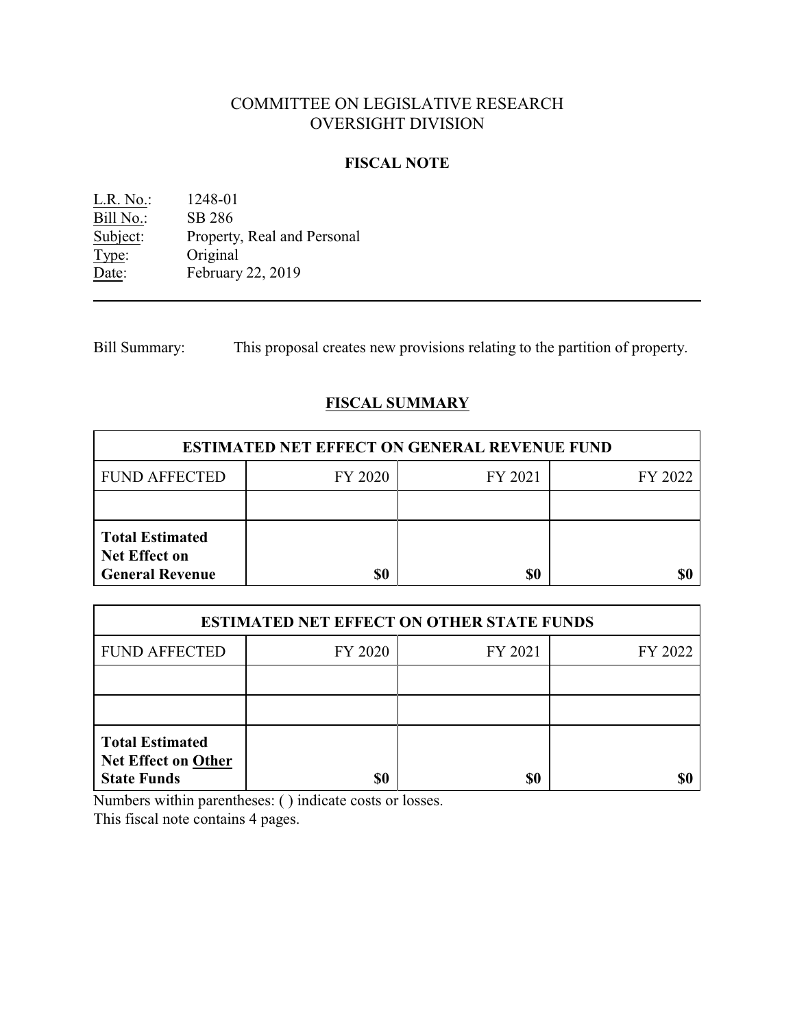# COMMITTEE ON LEGISLATIVE RESEARCH
# OVERSIGHT DIVISION

## FISCAL NOTE

L.R. No.: 1248-01
Bill No.: SB 286
Subject: Property, Real and Personal
Type: Original
Date: February 22, 2019

---

Bill Summary: This proposal creates new provisions relating to the partition of property.

## FISCAL SUMMARY

| ESTIMATED NET EFFECT ON GENERAL REVENUE FUND | | | |
|---|---|---|---|
| FUND AFFECTED | FY 2020 | FY 2021 | FY 2022 |
| | | | |
| **Total Estimated Net Effect on General Revenue** | **$0** | **$0** | **$0** |

| ESTIMATED NET EFFECT ON OTHER STATE FUNDS | | | |
|---|---|---|---|
| FUND AFFECTED | FY 2020 | FY 2021 | FY 2022 |
| | | | |
| | | | |
| **Total Estimated Net Effect on Other State Funds** | **$0** | **$0** | **$0** |

Numbers within parentheses: ( ) indicate costs or losses.
This fiscal note contains 4 pages.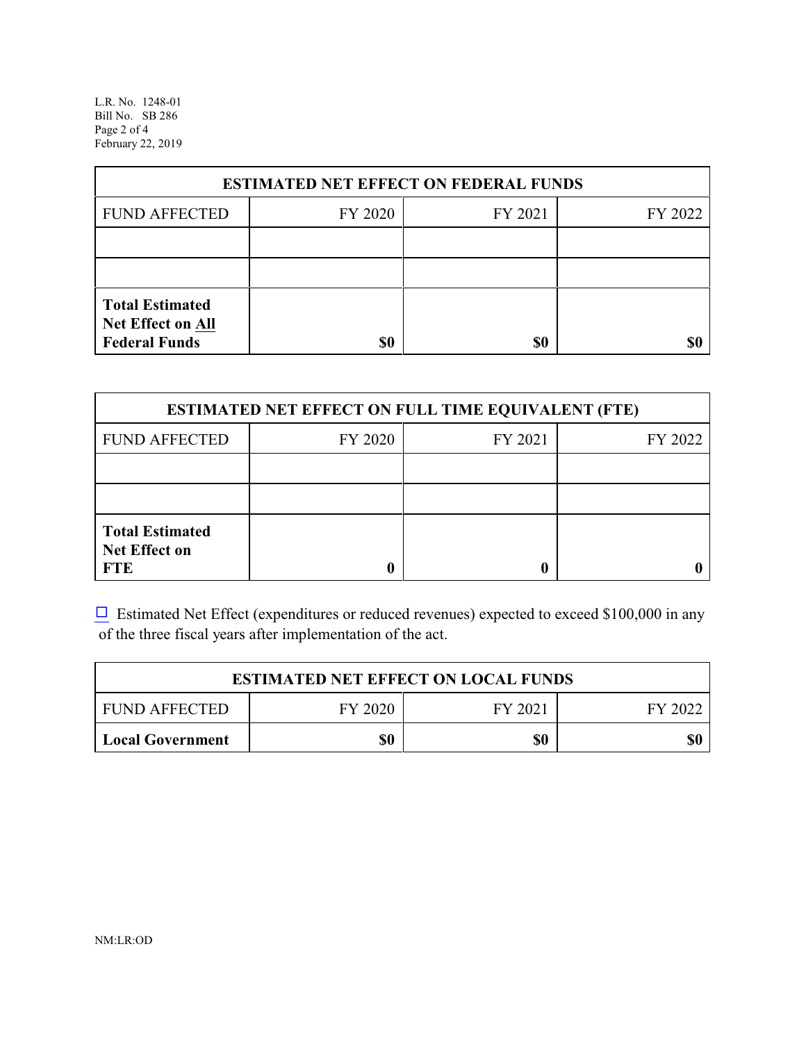| ESTIMATED NET EFFECT ON FEDERAL FUNDS | | | |
|---|---|---|---|
| FUND AFFECTED | FY 2020 | FY 2021 | FY 2022 |
| | | | |
| | | | |
| **Total Estimated Net Effect on All Federal Funds** | **$0** | **$0** | **$0** |

| ESTIMATED NET EFFECT ON FULL TIME EQUIVALENT (FTE) | | | |
|---|---|---|---|
| FUND AFFECTED | FY 2020 | FY 2021 | FY 2022 |
| | | | |
| | | | |
| **Total Estimated Net Effect on FTE** | **0** | **0** | **0** |

☐ Estimated Net Effect (expenditures or reduced revenues) expected to exceed $100,000 in any of the three fiscal years after implementation of the act.

| ESTIMATED NET EFFECT ON LOCAL FUNDS | | | |
|---|---|---|---|
| FUND AFFECTED | FY 2020 | FY 2021 | FY 2022 |
| **Local Government** | **$0** | **$0** | **$0** |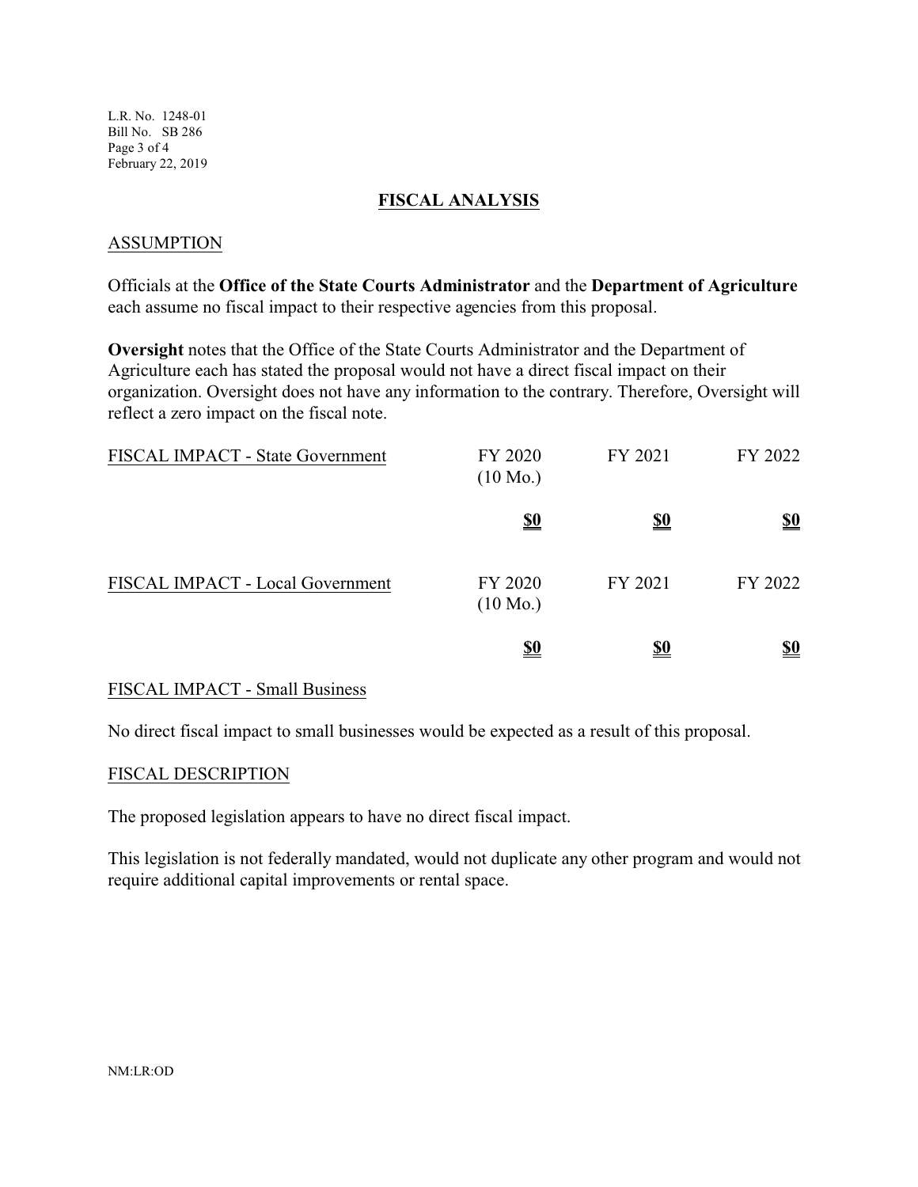## FISCAL ANALYSIS

### ASSUMPTION

Officials at the **Office of the State Courts Administrator** and the **Department of Agriculture** each assume no fiscal impact to their respective agencies from this proposal.

**Oversight** notes that the Office of the State Courts Administrator and the Department of Agriculture each has stated the proposal would not have a direct fiscal impact on their organization. Oversight does not have any information to the contrary. Therefore, Oversight will reflect a zero impact on the fiscal note.

| FISCAL IMPACT - State Government | FY 2020 (10 Mo.) | FY 2021 | FY 2022 |
|---|---|---|---|
| | **$0** | **$0** | **$0** |

| FISCAL IMPACT - Local Government | FY 2020 (10 Mo.) | FY 2021 | FY 2022 |
|---|---|---|---|
| | **$0** | **$0** | **$0** |

### FISCAL IMPACT - Small Business

No direct fiscal impact to small businesses would be expected as a result of this proposal.

### FISCAL DESCRIPTION

The proposed legislation appears to have no direct fiscal impact.

This legislation is not federally mandated, would not duplicate any other program and would not require additional capital improvements or rental space.

NM:LR:OD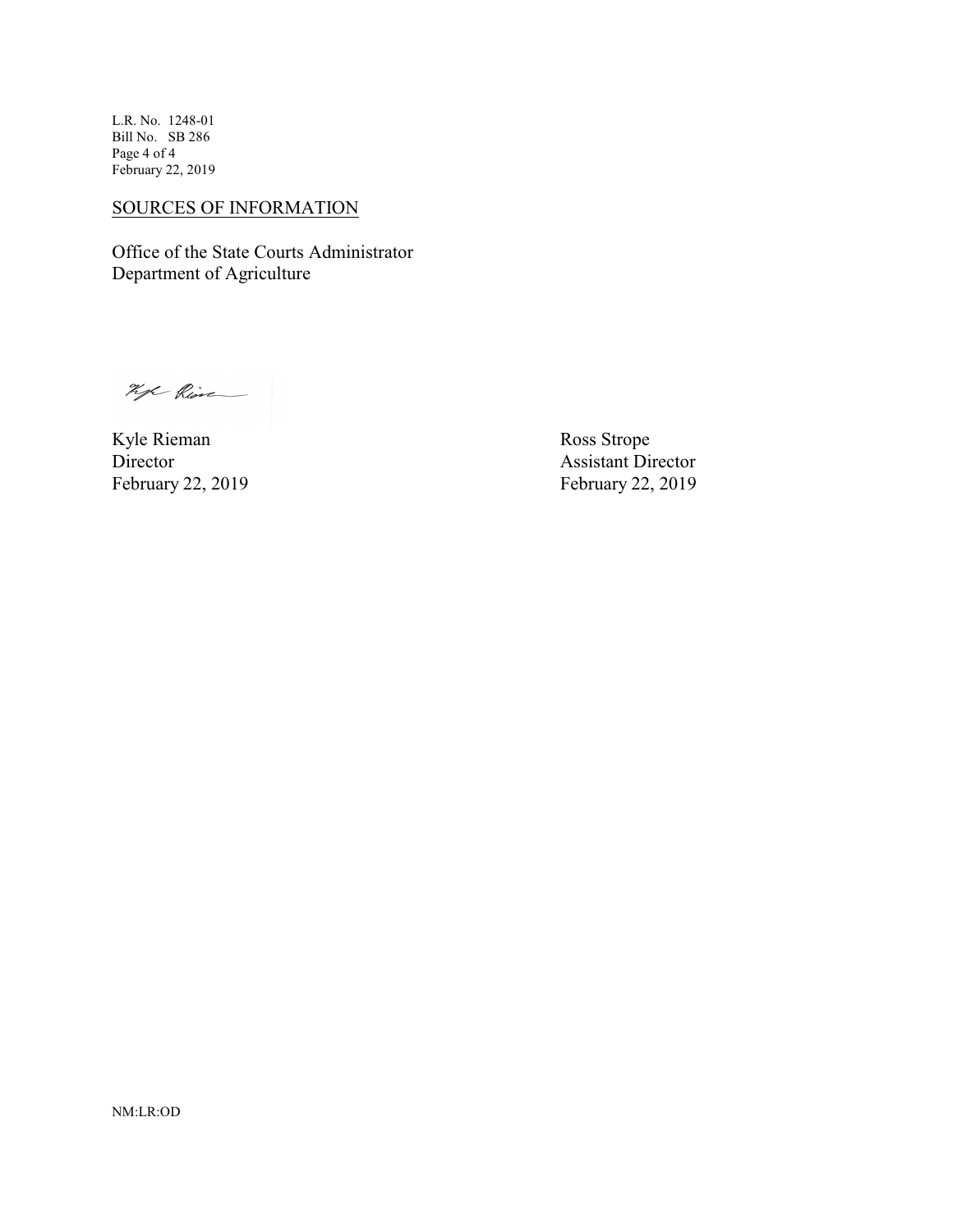## SOURCES OF INFORMATION

Office of the State Courts Administrator
Department of Agriculture

Kyle Rieman
Director
February 22, 2019

Ross Strope
Assistant Director
February 22, 2019

NM:LR:OD